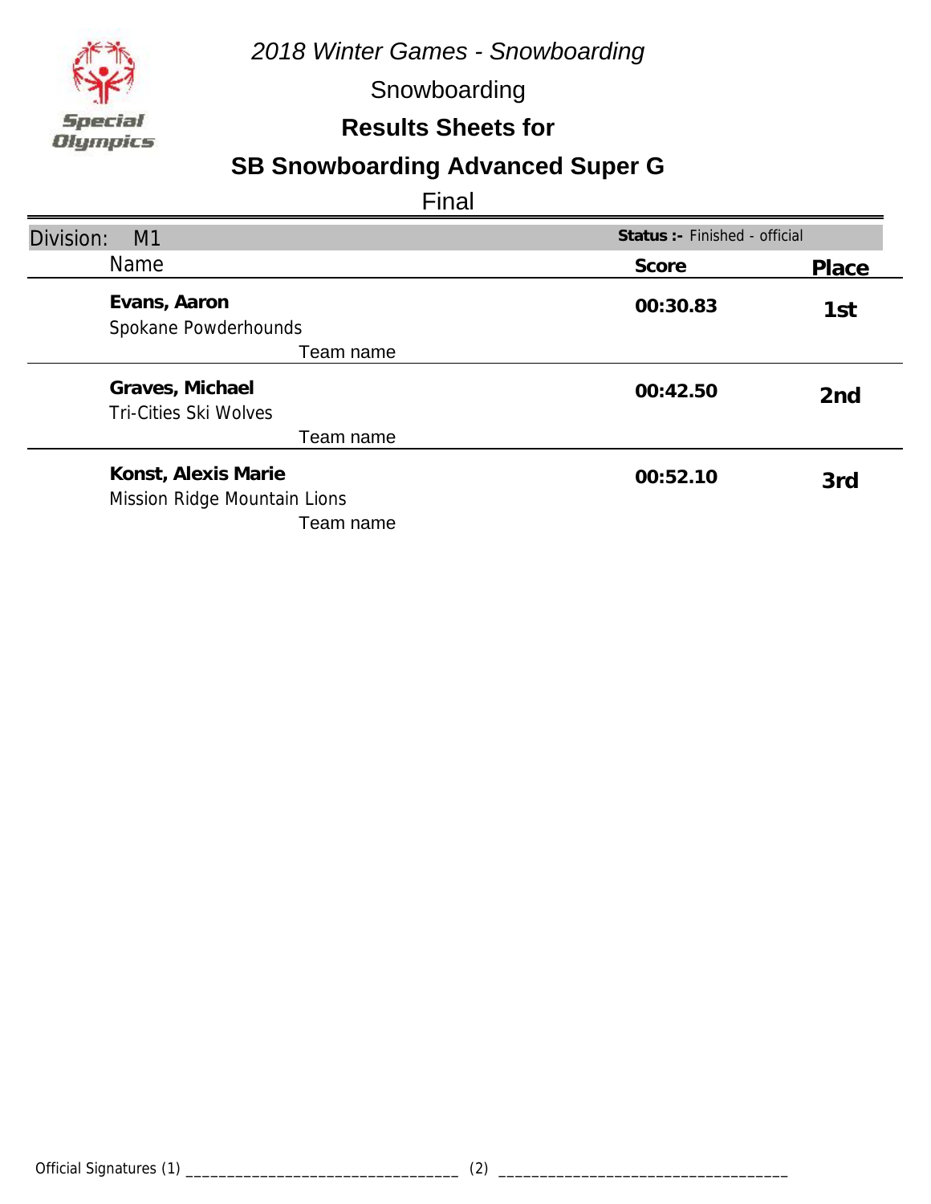*2018 Winter Games - Snowboarding*

Snowboarding

**Results Sheets for**

## SB Snowboarding Advanced Super G

Final

Division: M1 — **Status :-** Finished - official

| Name | Score | Place |
| --- | --- | --- |
| **Evans, Aaron**<br>Spokane Powderhounds<br>Team name | **00:30.83** | **1st** |
| **Graves, Michael**<br>Tri-Cities Ski Wolves<br>Team name | **00:42.50** | **2nd** |
| **Konst, Alexis Marie**<br>Mission Ridge Mountain Lions<br>Team name | **00:52.10** | **3rd** |

Official Signatures (1) ________________________________ (2) ________________________________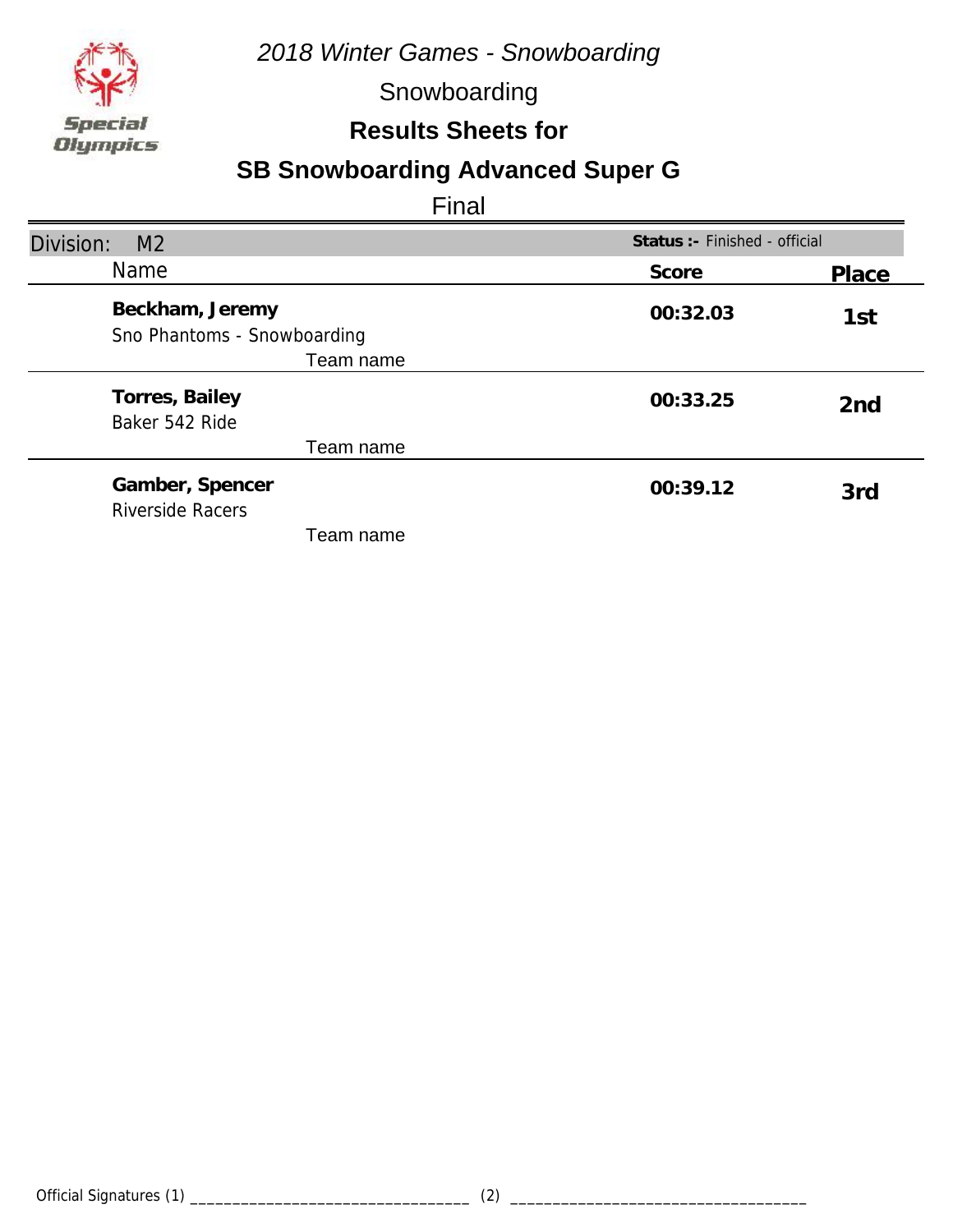*2018 Winter Games - Snowboarding*

Snowboarding

## Results Sheets for

## SB Snowboarding Advanced Super G

Final

Division: M2 — **Status :-** Finished - official

| Name | Score | Place |
|---|---|---|
| **Beckham, Jeremy**<br>Sno Phantoms - Snowboarding<br>Team name | **00:32.03** | **1st** |
| **Torres, Bailey**<br>Baker 542 Ride<br>Team name | **00:33.25** | **2nd** |
| **Gamber, Spencer**<br>Riverside Racers<br>Team name | **00:39.12** | **3rd** |

Official Signatures (1) _________________________________ (2) __________________________________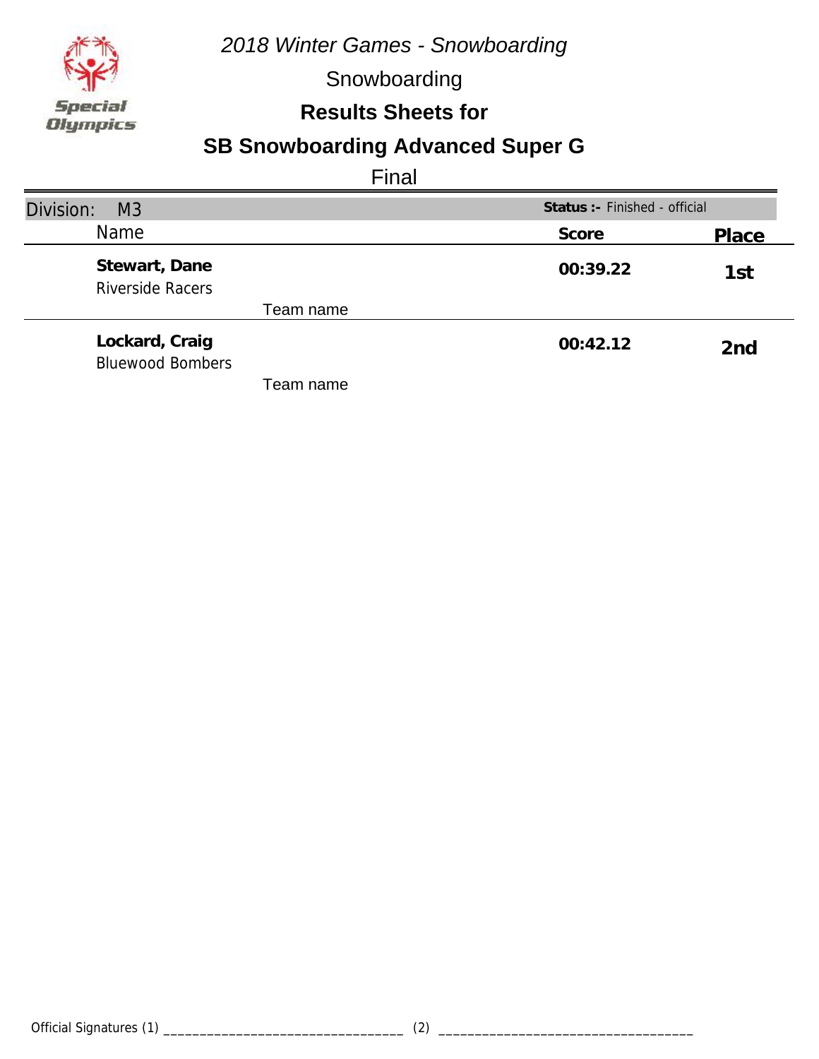*2018 Winter Games - Snowboarding*

Snowboarding

**Results Sheets for**

# SB Snowboarding Advanced Super G

Final

| Division: M3 | | **Status :-** Finished - official | |
|---|---|---|---|
| Name | | **Score** | **Place** |
| **Stewart, Dane**<br>Riverside Racers | Team name | **00:39.22** | **1st** |
| **Lockard, Craig**<br>Bluewood Bombers | Team name | **00:42.12** | **2nd** |

Official Signatures (1) ________________________________ (2) ________________________________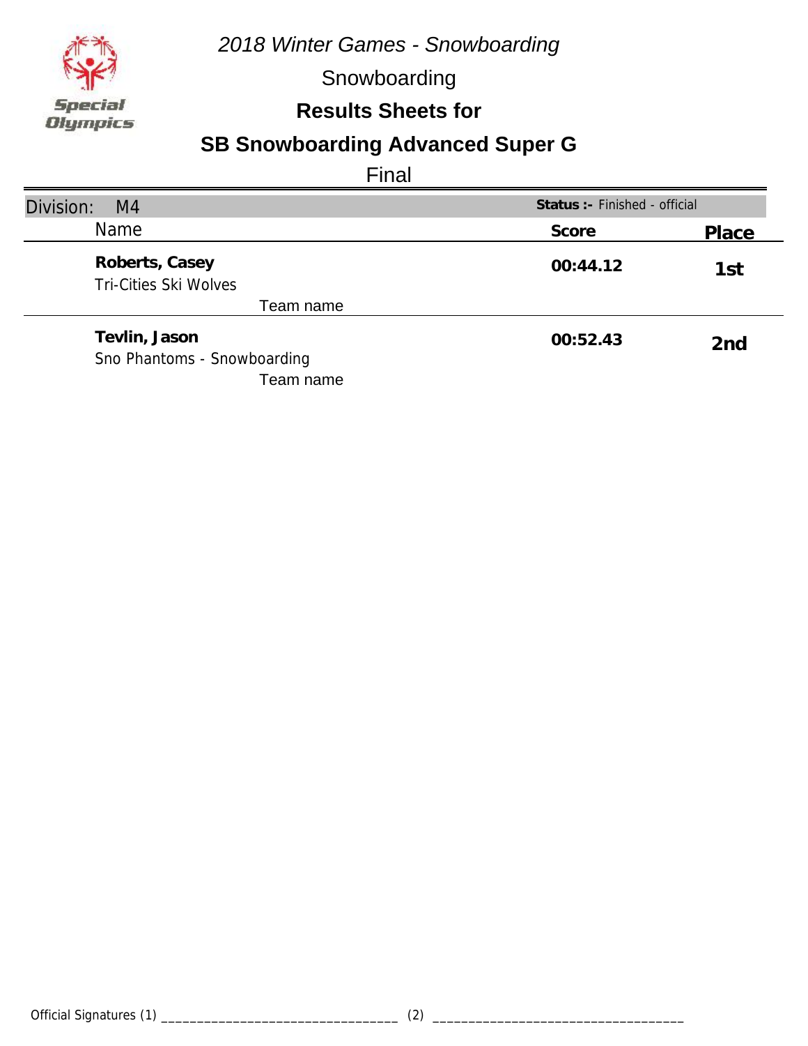*2018 Winter Games - Snowboarding*

Snowboarding

**Results Sheets for**

## SB Snowboarding Advanced Super G

Final

Division: M4 | **Status :-** Finished - official

| Name | Score | Place |
|---|---|---|
| **Roberts, Casey**<br>Tri-Cities Ski Wolves<br>Team name | **00:44.12** | **1st** |
| **Tevlin, Jason**<br>Sno Phantoms - Snowboarding<br>Team name | **00:52.43** | **2nd** |

Official Signatures (1) _________________________________ (2) __________________________________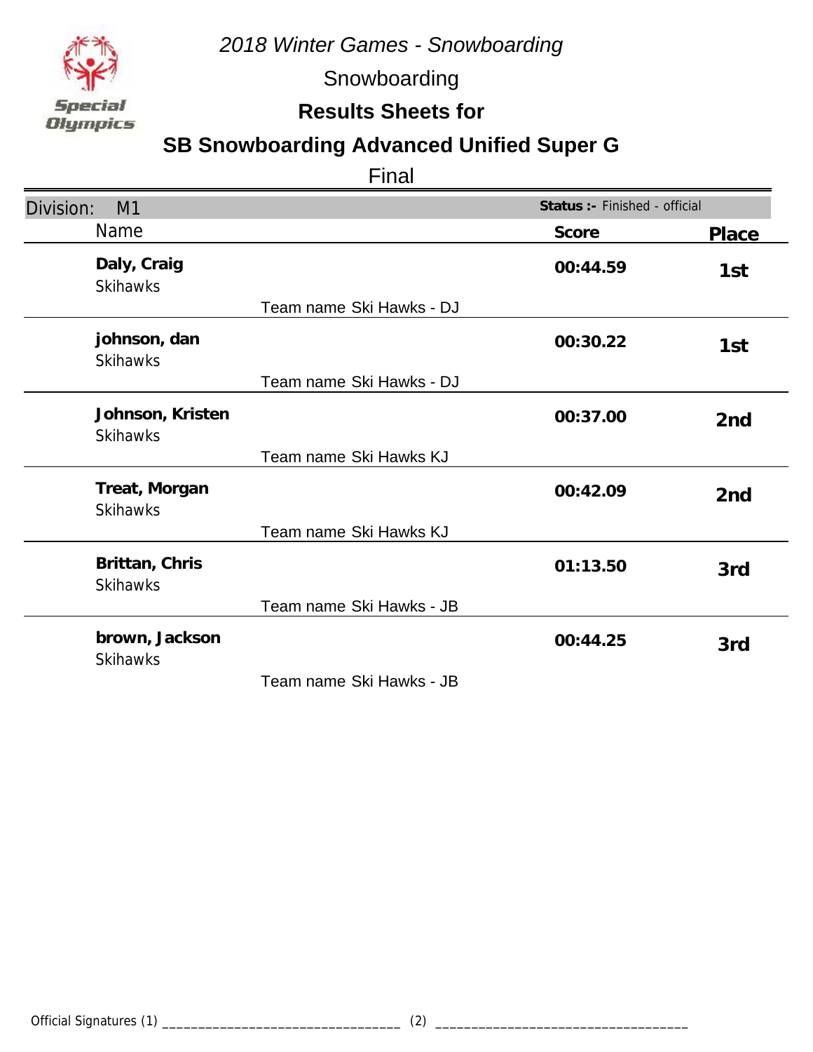*2018 Winter Games - Snowboarding*

Snowboarding

**Results Sheets for**

## SB Snowboarding Advanced Unified Super G

Final

Division: M1 — **Status :-** Finished - official

| Name | | Score | Place |
|---|---|---|---|
| **Daly, Craig**<br>Skihawks | Team name Ski Hawks - DJ | **00:44.59** | **1st** |
| **johnson, dan**<br>Skihawks | Team name Ski Hawks - DJ | **00:30.22** | **1st** |
| **Johnson, Kristen**<br>Skihawks | Team name Ski Hawks KJ | **00:37.00** | **2nd** |
| **Treat, Morgan**<br>Skihawks | Team name Ski Hawks KJ | **00:42.09** | **2nd** |
| **Brittan, Chris**<br>Skihawks | Team name Ski Hawks - JB | **01:13.50** | **3rd** |
| **brown, Jackson**<br>Skihawks | Team name Ski Hawks - JB | **00:44.25** | **3rd** |

Official Signatures (1) _________________________________ (2) _________________________________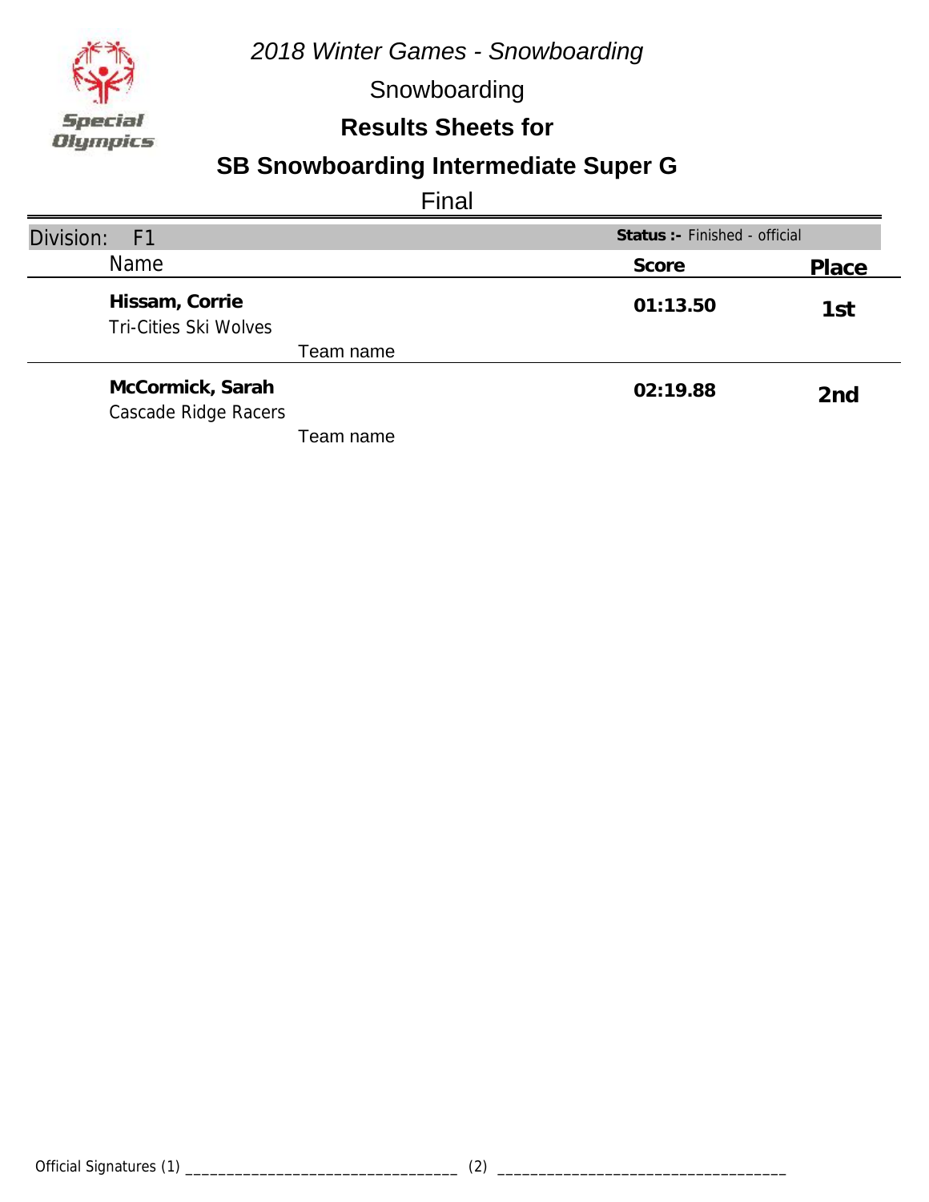*2018 Winter Games - Snowboarding*

Snowboarding

**Results Sheets for**

## SB Snowboarding Intermediate Super G

Final

Division: F1 — **Status :-** Finished - official

| Name | Score | Place |
|---|---|---|
| **Hissam, Corrie**<br>Tri-Cities Ski Wolves<br>Team name | **01:13.50** | **1st** |
| **McCormick, Sarah**<br>Cascade Ridge Racers<br>Team name | **02:19.88** | **2nd** |

Official Signatures (1) ________________________________ (2) ________________________________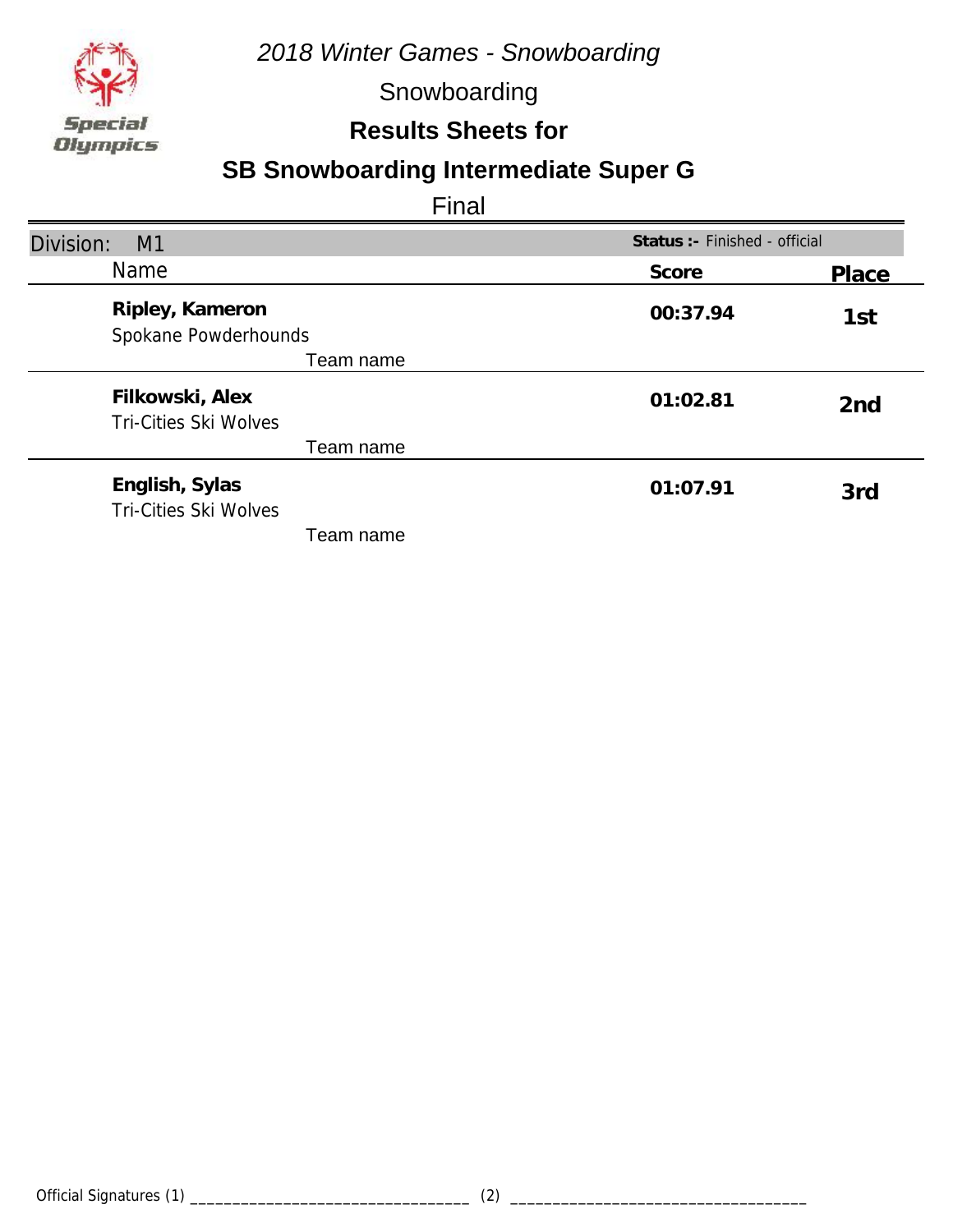*2018 Winter Games - Snowboarding*

Snowboarding

**Results Sheets for**

## SB Snowboarding Intermediate Super G

Final

Division: M1 — **Status :-** Finished - official

| Name | Score | Place |
|---|---|---|
| **Ripley, Kameron**<br>Spokane Powderhounds<br>Team name | **00:37.94** | **1st** |
| **Filkowski, Alex**<br>Tri-Cities Ski Wolves<br>Team name | **01:02.81** | **2nd** |
| **English, Sylas**<br>Tri-Cities Ski Wolves<br>Team name | **01:07.91** | **3rd** |

Official Signatures (1) ________________________________ (2) ________________________________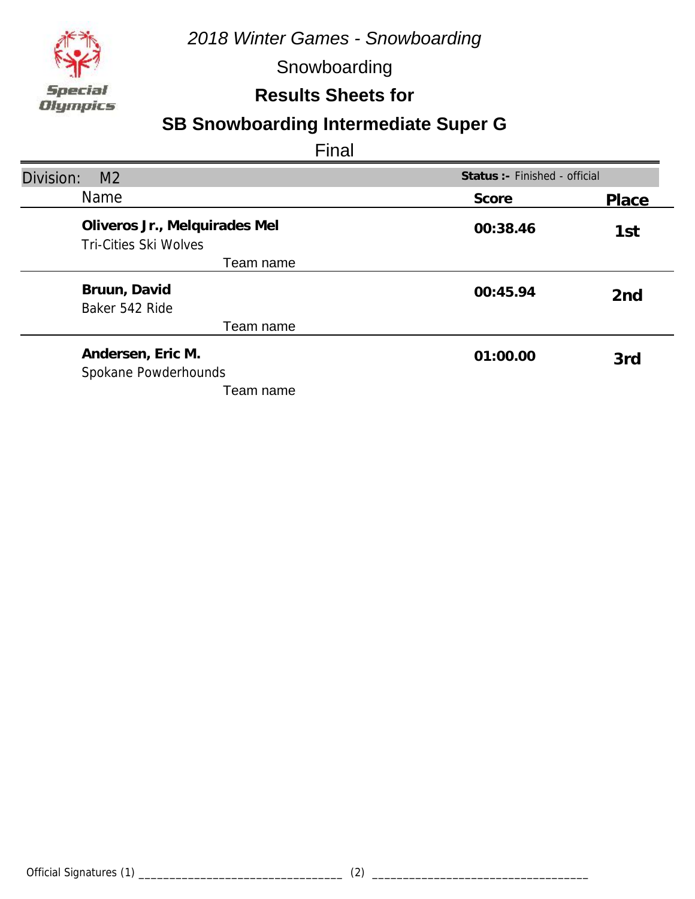*2018 Winter Games - Snowboarding*

Snowboarding

**Results Sheets for**

## SB Snowboarding Intermediate Super G

Final

Division: M2 — **Status :-** Finished - official

| Name | Score | Place |
| --- | --- | --- |
| **Oliveros Jr., Melquirades Mel**<br>Tri-Cities Ski Wolves<br>Team name | **00:38.46** | **1st** |
| **Bruun, David**<br>Baker 542 Ride<br>Team name | **00:45.94** | **2nd** |
| **Andersen, Eric M.**<br>Spokane Powderhounds<br>Team name | **01:00.00** | **3rd** |

Official Signatures (1) _________________________________ (2) __________________________________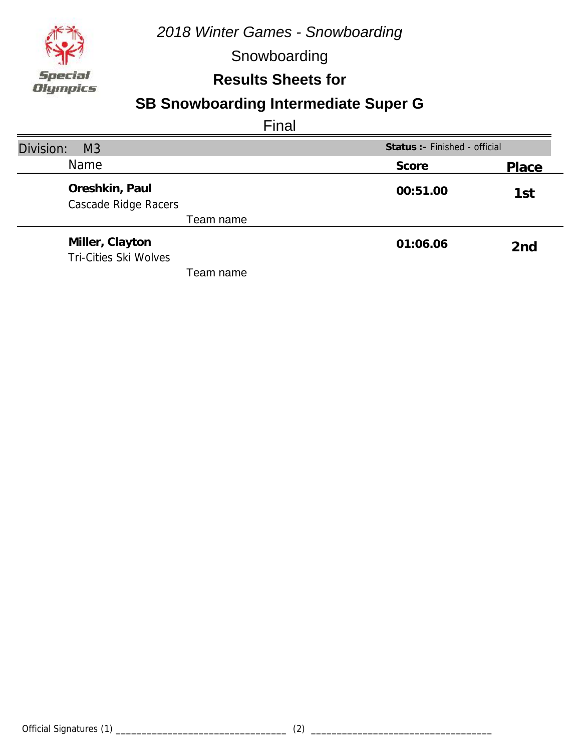*2018 Winter Games - Snowboarding*

Snowboarding

## Results Sheets for

## SB Snowboarding Intermediate Super G

Final

Division: M3 — **Status :-** Finished - official

| Name | Score | Place |
|---|---|---|
| **Oreshkin, Paul**<br>Cascade Ridge Racers<br>Team name | **00:51.00** | **1st** |
| **Miller, Clayton**<br>Tri-Cities Ski Wolves<br>Team name | **01:06.06** | **2nd** |

Official Signatures (1) ________________________________ (2) ________________________________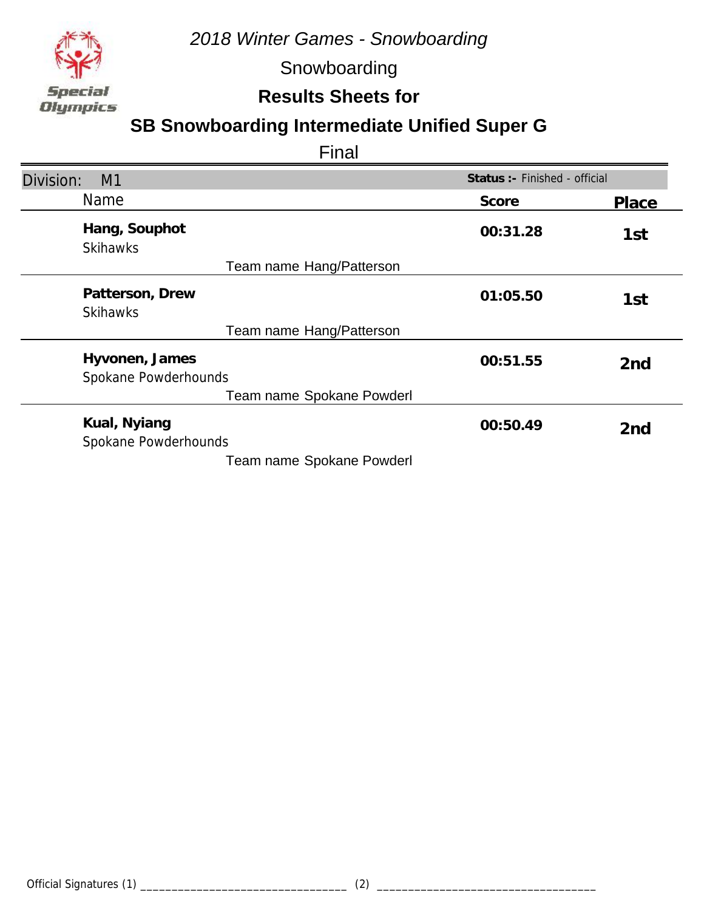*2018 Winter Games - Snowboarding*

Snowboarding

**Results Sheets for**

## SB Snowboarding Intermediate Unified Super G

Final

Division: M1 — **Status :-** Finished - official

| Name | | Score | Place |
|---|---|---|---|
| **Hang, Souphot**<br>Skihawks | Team name Hang/Patterson | **00:31.28** | **1st** |
| **Patterson, Drew**<br>Skihawks | Team name Hang/Patterson | **01:05.50** | **1st** |
| **Hyvonen, James**<br>Spokane Powderhounds | Team name Spokane Powderl | **00:51.55** | **2nd** |
| **Kual, Nyiang**<br>Spokane Powderhounds | Team name Spokane Powderl | **00:50.49** | **2nd** |

Official Signatures (1) ________________________________ (2) ________________________________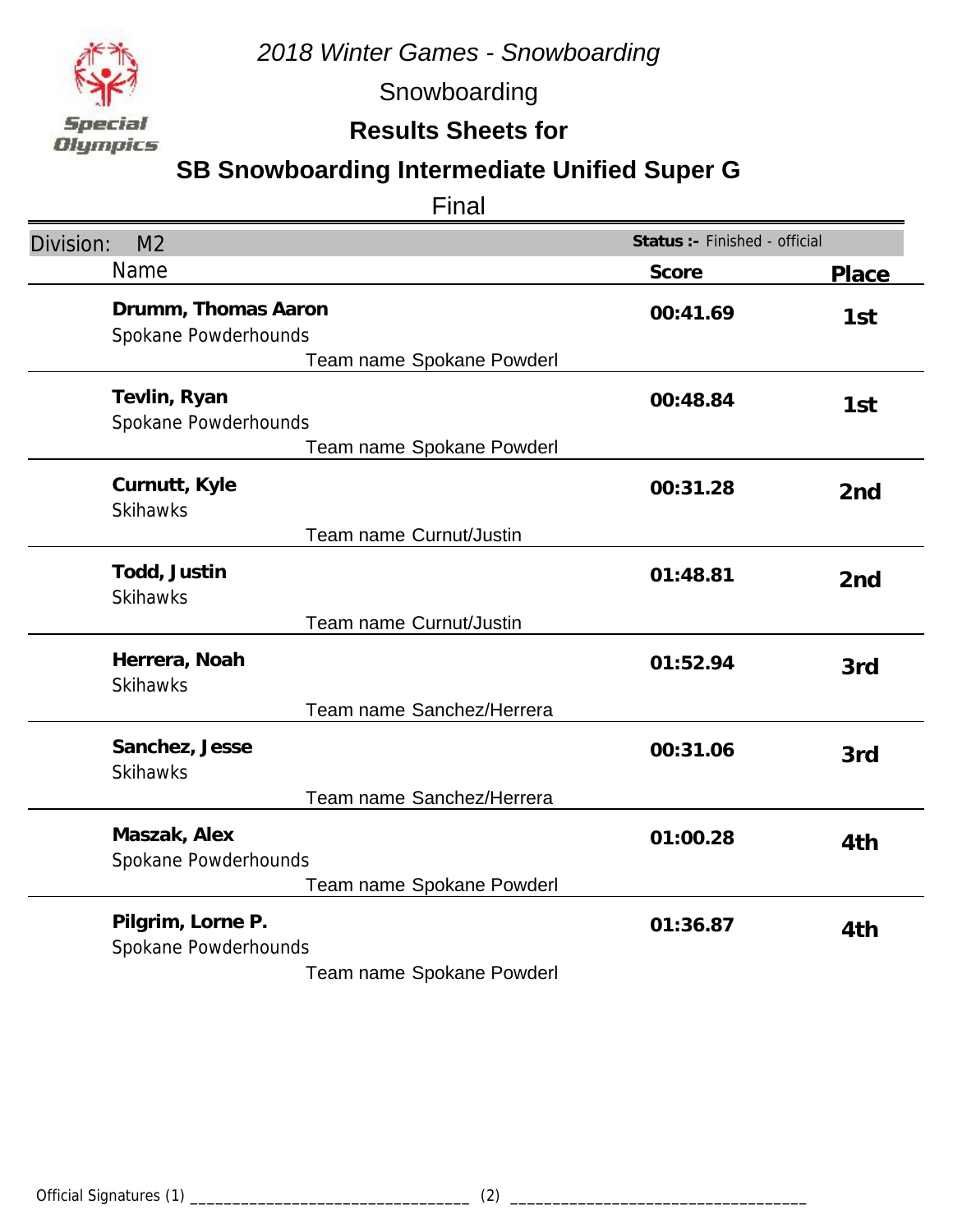*2018 Winter Games - Snowboarding*

Snowboarding

**Results Sheets for**

## SB Snowboarding Intermediate Unified Super G

Final

Division: M2 — **Status :-** Finished - official

| Name | Score | Place |
|---|---|---|
| **Drumm, Thomas Aaron**<br>Spokane Powderhounds<br>Team name Spokane Powderl | **00:41.69** | **1st** |
| **Tevlin, Ryan**<br>Spokane Powderhounds<br>Team name Spokane Powderl | **00:48.84** | **1st** |
| **Curnutt, Kyle**<br>Skihawks<br>Team name Curnut/Justin | **00:31.28** | **2nd** |
| **Todd, Justin**<br>Skihawks<br>Team name Curnut/Justin | **01:48.81** | **2nd** |
| **Herrera, Noah**<br>Skihawks<br>Team name Sanchez/Herrera | **01:52.94** | **3rd** |
| **Sanchez, Jesse**<br>Skihawks<br>Team name Sanchez/Herrera | **00:31.06** | **3rd** |
| **Maszak, Alex**<br>Spokane Powderhounds<br>Team name Spokane Powderl | **01:00.28** | **4th** |
| **Pilgrim, Lorne P.**<br>Spokane Powderhounds<br>Team name Spokane Powderl | **01:36.87** | **4th** |

Official Signatures (1) ________________________________ (2) ________________________________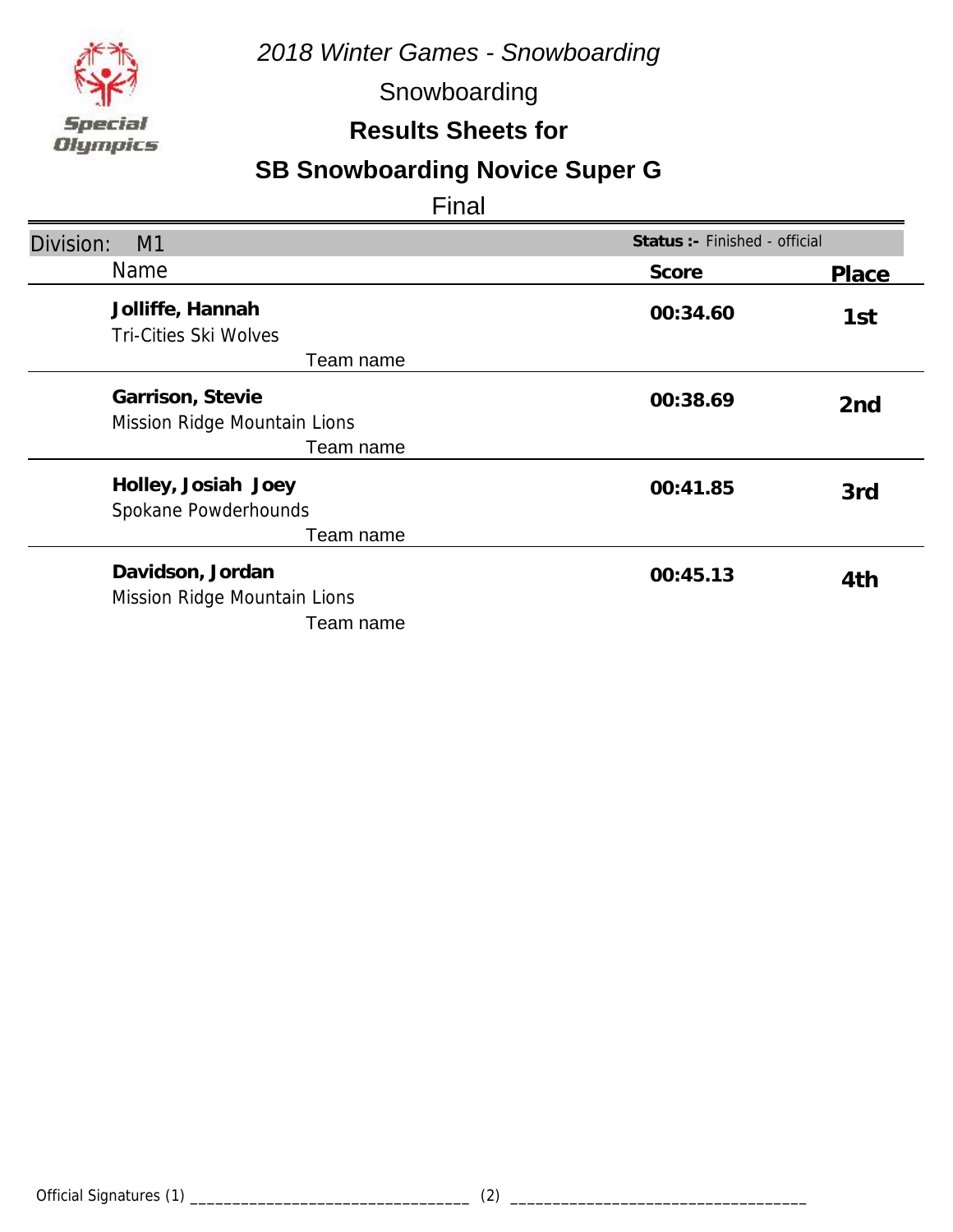*2018 Winter Games - Snowboarding*

Snowboarding

**Results Sheets for**

## SB Snowboarding Novice Super G

Final

Division: M1 — **Status :-** Finished - official

| Name | Score | Place |
|---|---|---|
| **Jolliffe, Hannah**<br>Tri-Cities Ski Wolves<br>Team name | **00:34.60** | **1st** |
| **Garrison, Stevie**<br>Mission Ridge Mountain Lions<br>Team name | **00:38.69** | **2nd** |
| **Holley, Josiah Joey**<br>Spokane Powderhounds<br>Team name | **00:41.85** | **3rd** |
| **Davidson, Jordan**<br>Mission Ridge Mountain Lions<br>Team name | **00:45.13** | **4th** |

Official Signatures (1) ________________________________ (2) ________________________________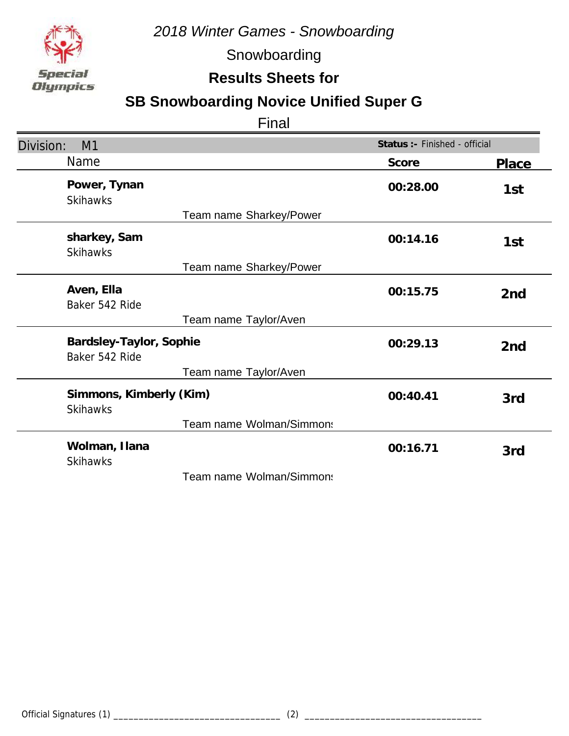*2018 Winter Games - Snowboarding*

Snowboarding

## Results Sheets for

## SB Snowboarding Novice Unified Super G

Final

| Division: M1 | | Status :- Finished - official | |
|---|---|---|---|
| Name | | Score | Place |
| **Power, Tynan**<br>Skihawks | Team name Sharkey/Power | **00:28.00** | **1st** |
| **sharkey, Sam**<br>Skihawks | Team name Sharkey/Power | **00:14.16** | **1st** |
| **Aven, Ella**<br>Baker 542 Ride | Team name Taylor/Aven | **00:15.75** | **2nd** |
| **Bardsley-Taylor, Sophie**<br>Baker 542 Ride | Team name Taylor/Aven | **00:29.13** | **2nd** |
| **Simmons, Kimberly (Kim)**<br>Skihawks | Team name Wolman/Simmons | **00:40.41** | **3rd** |
| **Wolman, Ilana**<br>Skihawks | Team name Wolman/Simmons | **00:16.71** | **3rd** |

Official Signatures (1) ________________________________ (2) __________________________________